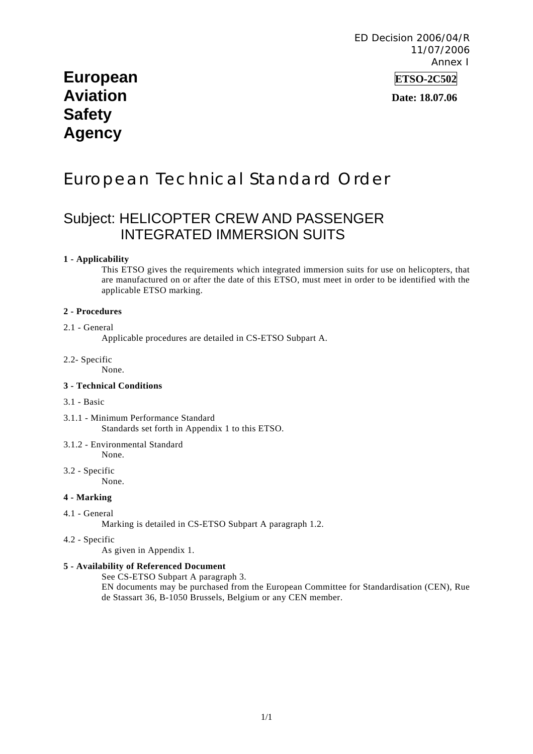ED Decision 2006/04/R
11/07/2006
Annex I

**European Aviation Safety Agency**

**ETSO-2C502**

**Date: 18.07.06**

# European Technical Standard Order

## Subject: HELICOPTER CREW AND PASSENGER INTEGRATED IMMERSION SUITS

**1 - Applicability**

This ETSO gives the requirements which integrated immersion suits for use on helicopters, that are manufactured on or after the date of this ETSO, must meet in order to be identified with the applicable ETSO marking.

**2 - Procedures**

2.1 - General

Applicable procedures are detailed in CS-ETSO Subpart A.

2.2- Specific

None.

**3 - Technical Conditions**

3.1 - Basic

3.1.1 - Minimum Performance Standard

Standards set forth in Appendix 1 to this ETSO.

3.1.2 - Environmental Standard

None.

3.2 - Specific

None.

**4 - Marking**

4.1 - General

Marking is detailed in CS-ETSO Subpart A paragraph 1.2.

4.2 - Specific

As given in Appendix 1.

**5 - Availability of Referenced Document**

See CS-ETSO Subpart A paragraph 3.

EN documents may be purchased from the European Committee for Standardisation (CEN), Rue de Stassart 36, B-1050 Brussels, Belgium or any CEN member.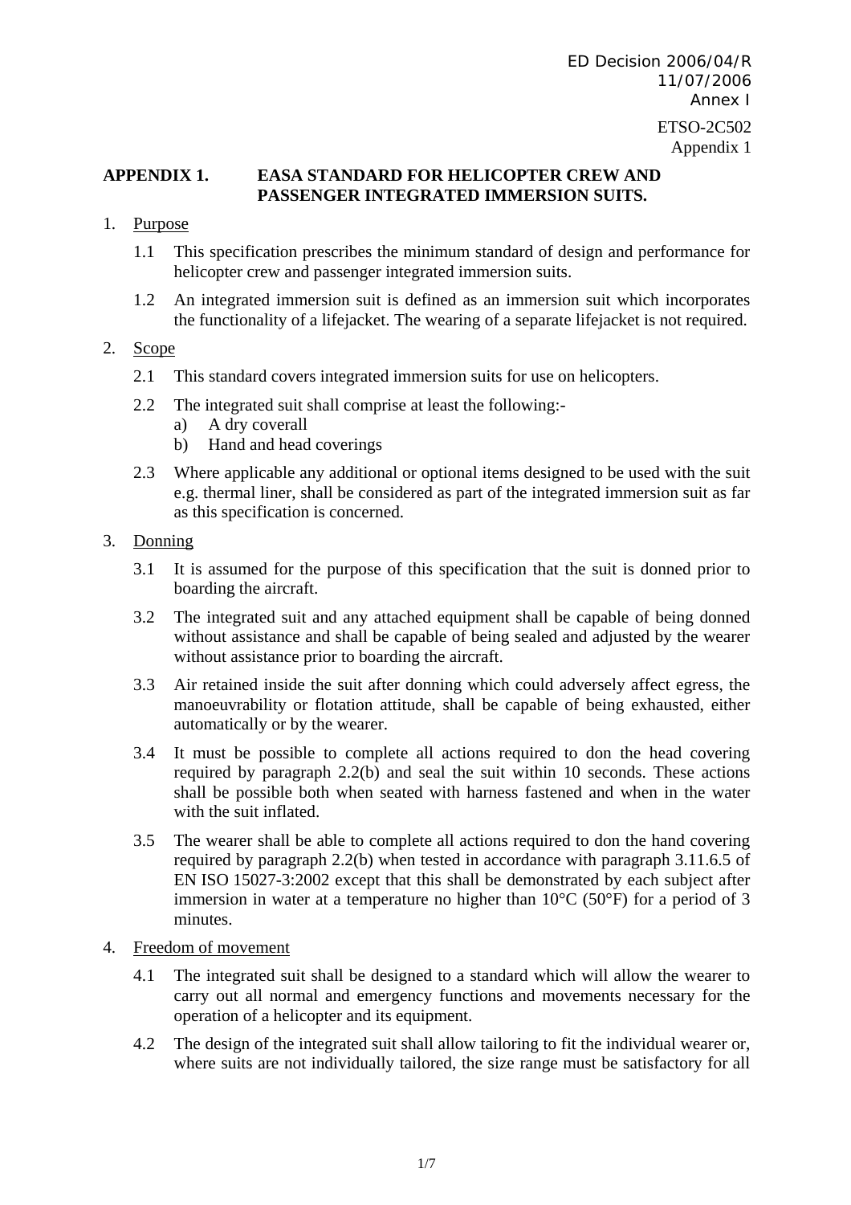ED Decision 2006/04/R
11/07/2006
Annex I

ETSO-2C502
Appendix 1

## APPENDIX 1. EASA STANDARD FOR HELICOPTER CREW AND PASSENGER INTEGRATED IMMERSION SUITS.

1. Purpose

   1.1 This specification prescribes the minimum standard of design and performance for helicopter crew and passenger integrated immersion suits.

   1.2 An integrated immersion suit is defined as an immersion suit which incorporates the functionality of a lifejacket. The wearing of a separate lifejacket is not required.

2. Scope

   2.1 This standard covers integrated immersion suits for use on helicopters.

   2.2 The integrated suit shall comprise at least the following:-
      a) A dry coverall
      b) Hand and head coverings

   2.3 Where applicable any additional or optional items designed to be used with the suit e.g. thermal liner, shall be considered as part of the integrated immersion suit as far as this specification is concerned.

3. Donning

   3.1 It is assumed for the purpose of this specification that the suit is donned prior to boarding the aircraft.

   3.2 The integrated suit and any attached equipment shall be capable of being donned without assistance and shall be capable of being sealed and adjusted by the wearer without assistance prior to boarding the aircraft.

   3.3 Air retained inside the suit after donning which could adversely affect egress, the manoeuvrability or flotation attitude, shall be capable of being exhausted, either automatically or by the wearer.

   3.4 It must be possible to complete all actions required to don the head covering required by paragraph 2.2(b) and seal the suit within 10 seconds. These actions shall be possible both when seated with harness fastened and when in the water with the suit inflated.

   3.5 The wearer shall be able to complete all actions required to don the hand covering required by paragraph 2.2(b) when tested in accordance with paragraph 3.11.6.5 of EN ISO 15027-3:2002 except that this shall be demonstrated by each subject after immersion in water at a temperature no higher than 10°C (50°F) for a period of 3 minutes.

4. Freedom of movement

   4.1 The integrated suit shall be designed to a standard which will allow the wearer to carry out all normal and emergency functions and movements necessary for the operation of a helicopter and its equipment.

   4.2 The design of the integrated suit shall allow tailoring to fit the individual wearer or, where suits are not individually tailored, the size range must be satisfactory for all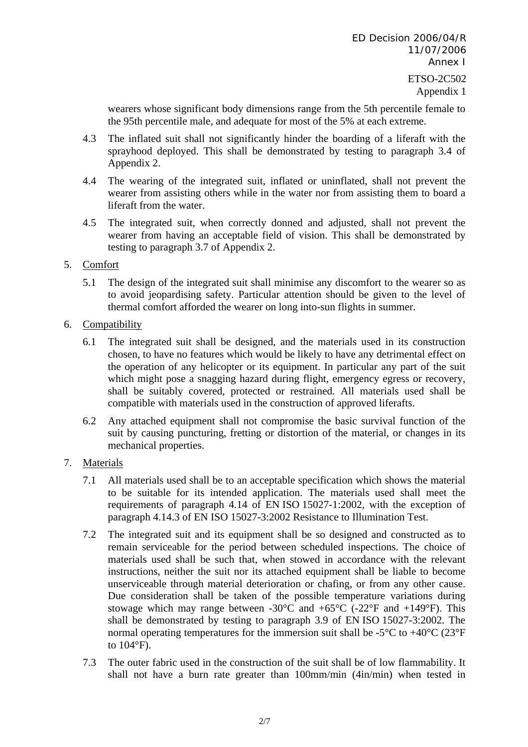wearers whose significant body dimensions range from the 5th percentile female to the 95th percentile male, and adequate for most of the 5% at each extreme.

4.3 The inflated suit shall not significantly hinder the boarding of a liferaft with the sprayhood deployed. This shall be demonstrated by testing to paragraph 3.4 of Appendix 2.

4.4 The wearing of the integrated suit, inflated or uninflated, shall not prevent the wearer from assisting others while in the water nor from assisting them to board a liferaft from the water.

4.5 The integrated suit, when correctly donned and adjusted, shall not prevent the wearer from having an acceptable field of vision. This shall be demonstrated by testing to paragraph 3.7 of Appendix 2.

5. Comfort

5.1 The design of the integrated suit shall minimise any discomfort to the wearer so as to avoid jeopardising safety. Particular attention should be given to the level of thermal comfort afforded the wearer on long into-sun flights in summer.

6. Compatibility

6.1 The integrated suit shall be designed, and the materials used in its construction chosen, to have no features which would be likely to have any detrimental effect on the operation of any helicopter or its equipment. In particular any part of the suit which might pose a snagging hazard during flight, emergency egress or recovery, shall be suitably covered, protected or restrained. All materials used shall be compatible with materials used in the construction of approved liferafts.

6.2 Any attached equipment shall not compromise the basic survival function of the suit by causing puncturing, fretting or distortion of the material, or changes in its mechanical properties.

7. Materials

7.1 All materials used shall be to an acceptable specification which shows the material to be suitable for its intended application. The materials used shall meet the requirements of paragraph 4.14 of EN ISO 15027-1:2002, with the exception of paragraph 4.14.3 of EN ISO 15027-3:2002 Resistance to Illumination Test.

7.2 The integrated suit and its equipment shall be so designed and constructed as to remain serviceable for the period between scheduled inspections. The choice of materials used shall be such that, when stowed in accordance with the relevant instructions, neither the suit nor its attached equipment shall be liable to become unserviceable through material deterioration or chafing, or from any other cause. Due consideration shall be taken of the possible temperature variations during stowage which may range between -30°C and +65°C (-22°F and +149°F). This shall be demonstrated by testing to paragraph 3.9 of EN ISO 15027-3:2002. The normal operating temperatures for the immersion suit shall be -5°C to +40°C (23°F to 104°F).

7.3 The outer fabric used in the construction of the suit shall be of low flammability. It shall not have a burn rate greater than 100mm/min (4in/min) when tested in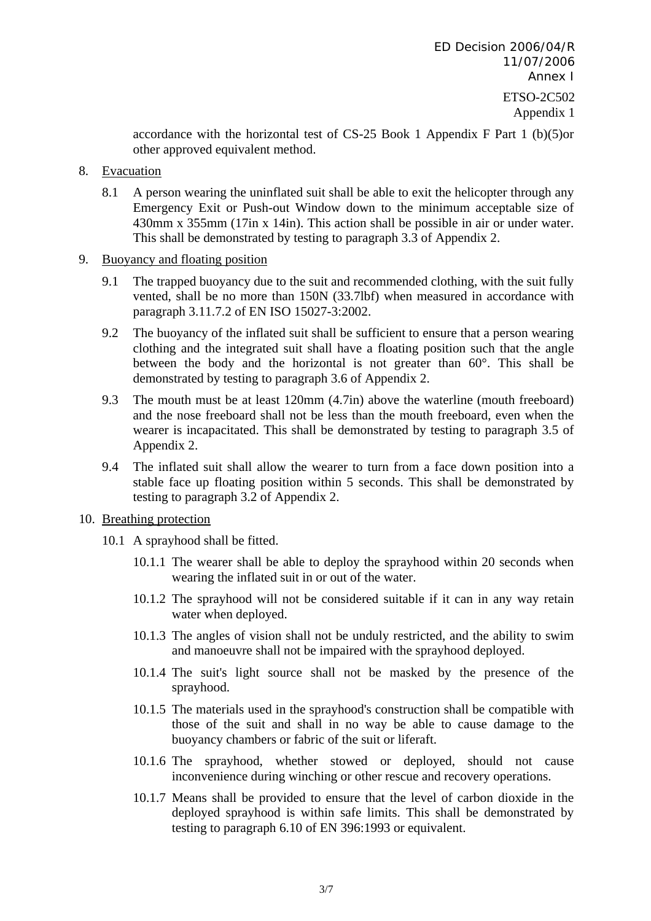accordance with the horizontal test of CS-25 Book 1 Appendix F Part 1 (b)(5)or other approved equivalent method.

8. Evacuation

   8.1 A person wearing the uninflated suit shall be able to exit the helicopter through any Emergency Exit or Push-out Window down to the minimum acceptable size of 430mm x 355mm (17in x 14in). This action shall be possible in air or under water. This shall be demonstrated by testing to paragraph 3.3 of Appendix 2.

9. Buoyancy and floating position

   9.1 The trapped buoyancy due to the suit and recommended clothing, with the suit fully vented, shall be no more than 150N (33.7lbf) when measured in accordance with paragraph 3.11.7.2 of EN ISO 15027-3:2002.

   9.2 The buoyancy of the inflated suit shall be sufficient to ensure that a person wearing clothing and the integrated suit shall have a floating position such that the angle between the body and the horizontal is not greater than 60°. This shall be demonstrated by testing to paragraph 3.6 of Appendix 2.

   9.3 The mouth must be at least 120mm (4.7in) above the waterline (mouth freeboard) and the nose freeboard shall not be less than the mouth freeboard, even when the wearer is incapacitated. This shall be demonstrated by testing to paragraph 3.5 of Appendix 2.

   9.4 The inflated suit shall allow the wearer to turn from a face down position into a stable face up floating position within 5 seconds. This shall be demonstrated by testing to paragraph 3.2 of Appendix 2.

10. Breathing protection

    10.1 A sprayhood shall be fitted.

       10.1.1 The wearer shall be able to deploy the sprayhood within 20 seconds when wearing the inflated suit in or out of the water.

       10.1.2 The sprayhood will not be considered suitable if it can in any way retain water when deployed.

       10.1.3 The angles of vision shall not be unduly restricted, and the ability to swim and manoeuvre shall not be impaired with the sprayhood deployed.

       10.1.4 The suit's light source shall not be masked by the presence of the sprayhood.

       10.1.5 The materials used in the sprayhood's construction shall be compatible with those of the suit and shall in no way be able to cause damage to the buoyancy chambers or fabric of the suit or liferaft.

       10.1.6 The sprayhood, whether stowed or deployed, should not cause inconvenience during winching or other rescue and recovery operations.

       10.1.7 Means shall be provided to ensure that the level of carbon dioxide in the deployed sprayhood is within safe limits. This shall be demonstrated by testing to paragraph 6.10 of EN 396:1993 or equivalent.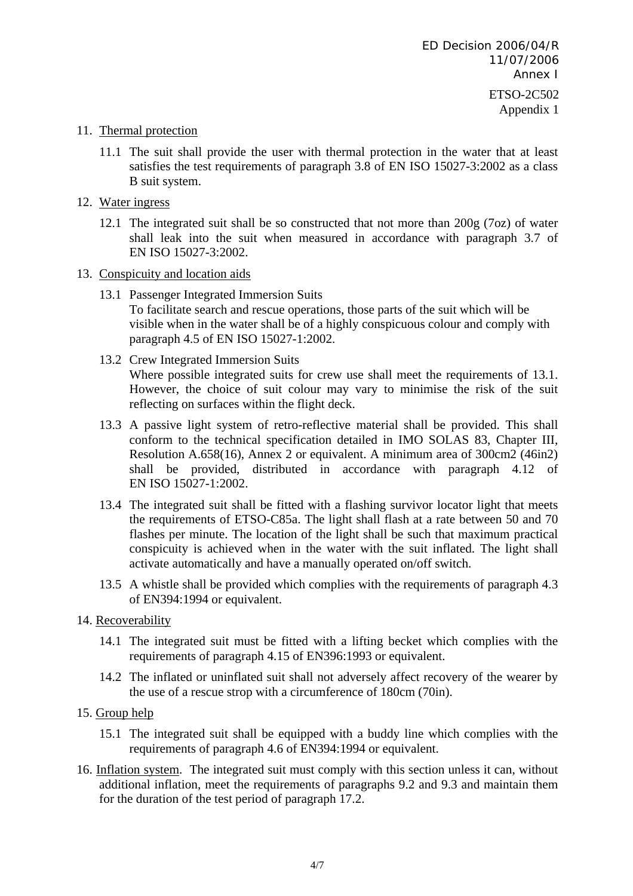11. <u>Thermal protection</u>

    11.1 The suit shall provide the user with thermal protection in the water that at least satisfies the test requirements of paragraph 3.8 of EN ISO 15027-3:2002 as a class B suit system.

12. <u>Water ingress</u>

    12.1 The integrated suit shall be so constructed that not more than 200g (7oz) of water shall leak into the suit when measured in accordance with paragraph 3.7 of EN ISO 15027-3:2002.

13. <u>Conspicuity and location aids</u>

    13.1 Passenger Integrated Immersion Suits
    To facilitate search and rescue operations, those parts of the suit which will be visible when in the water shall be of a highly conspicuous colour and comply with paragraph 4.5 of EN ISO 15027-1:2002.

    13.2 Crew Integrated Immersion Suits
    Where possible integrated suits for crew use shall meet the requirements of 13.1. However, the choice of suit colour may vary to minimise the risk of the suit reflecting on surfaces within the flight deck.

    13.3 A passive light system of retro-reflective material shall be provided. This shall conform to the technical specification detailed in IMO SOLAS 83, Chapter III, Resolution A.658(16), Annex 2 or equivalent. A minimum area of 300cm2 (46in2) shall be provided, distributed in accordance with paragraph 4.12 of EN ISO 15027-1:2002.

    13.4 The integrated suit shall be fitted with a flashing survivor locator light that meets the requirements of ETSO-C85a. The light shall flash at a rate between 50 and 70 flashes per minute. The location of the light shall be such that maximum practical conspicuity is achieved when in the water with the suit inflated. The light shall activate automatically and have a manually operated on/off switch.

    13.5 A whistle shall be provided which complies with the requirements of paragraph 4.3 of EN394:1994 or equivalent.

14. <u>Recoverability</u>

    14.1 The integrated suit must be fitted with a lifting becket which complies with the requirements of paragraph 4.15 of EN396:1993 or equivalent.

    14.2 The inflated or uninflated suit shall not adversely affect recovery of the wearer by the use of a rescue strop with a circumference of 180cm (70in).

15. <u>Group help</u>

    15.1 The integrated suit shall be equipped with a buddy line which complies with the requirements of paragraph 4.6 of EN394:1994 or equivalent.

16. <u>Inflation system</u>. The integrated suit must comply with this section unless it can, without additional inflation, meet the requirements of paragraphs 9.2 and 9.3 and maintain them for the duration of the test period of paragraph 17.2.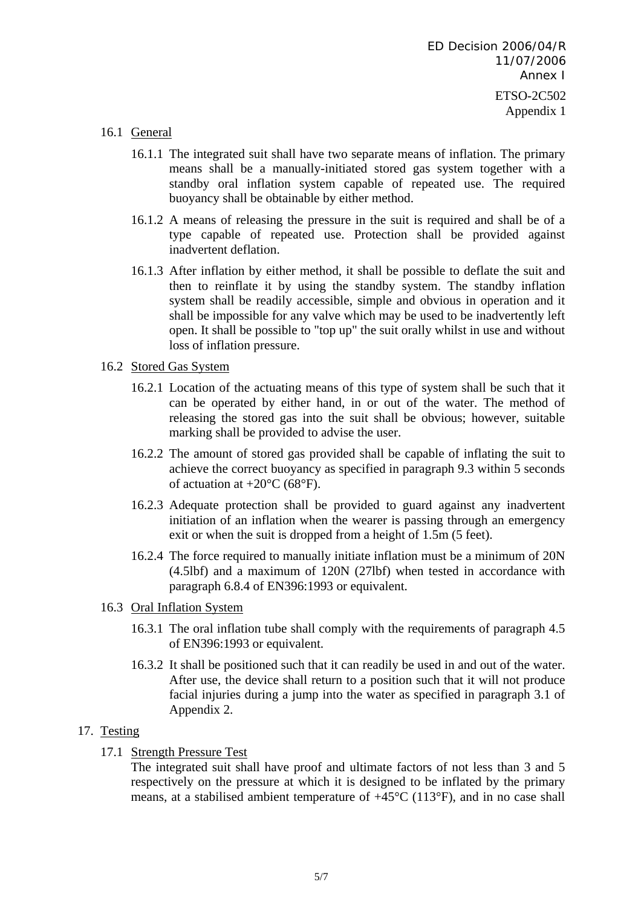16.1 General

16.1.1 The integrated suit shall have two separate means of inflation. The primary means shall be a manually-initiated stored gas system together with a standby oral inflation system capable of repeated use. The required buoyancy shall be obtainable by either method.

16.1.2 A means of releasing the pressure in the suit is required and shall be of a type capable of repeated use. Protection shall be provided against inadvertent deflation.

16.1.3 After inflation by either method, it shall be possible to deflate the suit and then to reinflate it by using the standby system. The standby inflation system shall be readily accessible, simple and obvious in operation and it shall be impossible for any valve which may be used to be inadvertently left open. It shall be possible to "top up" the suit orally whilst in use and without loss of inflation pressure.

16.2 Stored Gas System

16.2.1 Location of the actuating means of this type of system shall be such that it can be operated by either hand, in or out of the water. The method of releasing the stored gas into the suit shall be obvious; however, suitable marking shall be provided to advise the user.

16.2.2 The amount of stored gas provided shall be capable of inflating the suit to achieve the correct buoyancy as specified in paragraph 9.3 within 5 seconds of actuation at +20°C (68°F).

16.2.3 Adequate protection shall be provided to guard against any inadvertent initiation of an inflation when the wearer is passing through an emergency exit or when the suit is dropped from a height of 1.5m (5 feet).

16.2.4 The force required to manually initiate inflation must be a minimum of 20N (4.5lbf) and a maximum of 120N (27lbf) when tested in accordance with paragraph 6.8.4 of EN396:1993 or equivalent.

16.3 Oral Inflation System

16.3.1 The oral inflation tube shall comply with the requirements of paragraph 4.5 of EN396:1993 or equivalent.

16.3.2 It shall be positioned such that it can readily be used in and out of the water. After use, the device shall return to a position such that it will not produce facial injuries during a jump into the water as specified in paragraph 3.1 of Appendix 2.

17. Testing

17.1 Strength Pressure Test

The integrated suit shall have proof and ultimate factors of not less than 3 and 5 respectively on the pressure at which it is designed to be inflated by the primary means, at a stabilised ambient temperature of +45°C (113°F), and in no case shall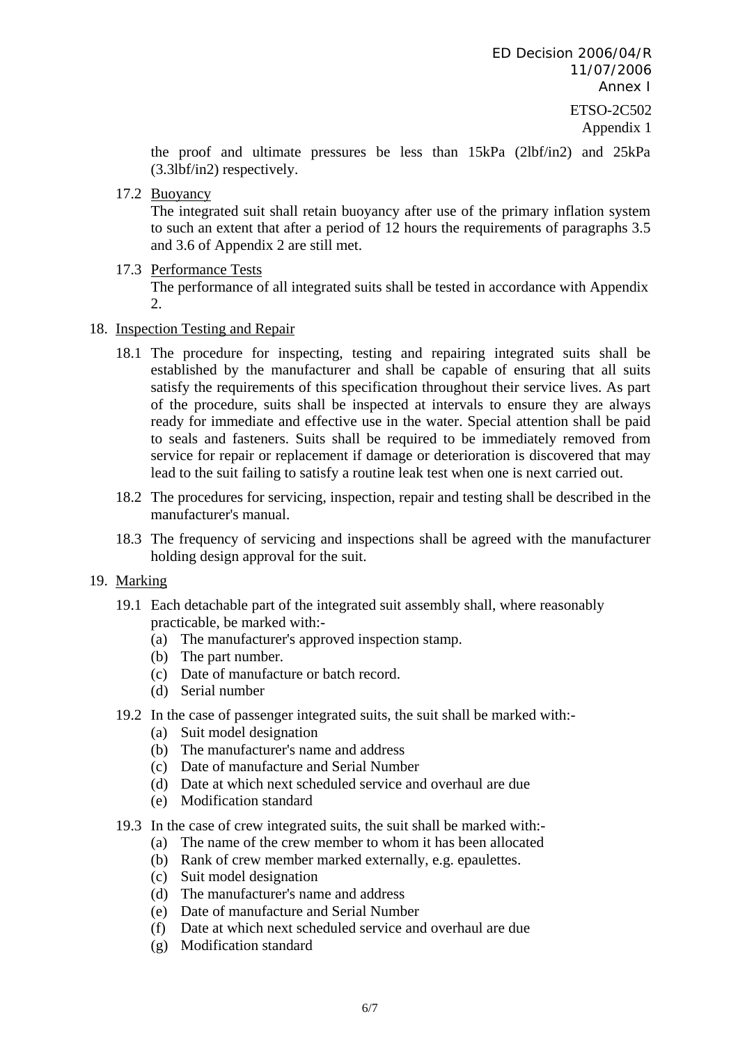the proof and ultimate pressures be less than 15kPa (2lbf/in2) and 25kPa (3.3lbf/in2) respectively.

17.2 Buoyancy

The integrated suit shall retain buoyancy after use of the primary inflation system to such an extent that after a period of 12 hours the requirements of paragraphs 3.5 and 3.6 of Appendix 2 are still met.

17.3 Performance Tests

The performance of all integrated suits shall be tested in accordance with Appendix 2.

18. Inspection Testing and Repair

18.1 The procedure for inspecting, testing and repairing integrated suits shall be established by the manufacturer and shall be capable of ensuring that all suits satisfy the requirements of this specification throughout their service lives. As part of the procedure, suits shall be inspected at intervals to ensure they are always ready for immediate and effective use in the water. Special attention shall be paid to seals and fasteners. Suits shall be required to be immediately removed from service for repair or replacement if damage or deterioration is discovered that may lead to the suit failing to satisfy a routine leak test when one is next carried out.

18.2 The procedures for servicing, inspection, repair and testing shall be described in the manufacturer's manual.

18.3 The frequency of servicing and inspections shall be agreed with the manufacturer holding design approval for the suit.

19. Marking

19.1 Each detachable part of the integrated suit assembly shall, where reasonably practicable, be marked with:-

(a) The manufacturer's approved inspection stamp.
(b) The part number.
(c) Date of manufacture or batch record.
(d) Serial number

19.2 In the case of passenger integrated suits, the suit shall be marked with:-

(a) Suit model designation
(b) The manufacturer's name and address
(c) Date of manufacture and Serial Number
(d) Date at which next scheduled service and overhaul are due
(e) Modification standard

19.3 In the case of crew integrated suits, the suit shall be marked with:-

(a) The name of the crew member to whom it has been allocated
(b) Rank of crew member marked externally, e.g. epaulettes.
(c) Suit model designation
(d) The manufacturer's name and address
(e) Date of manufacture and Serial Number
(f) Date at which next scheduled service and overhaul are due
(g) Modification standard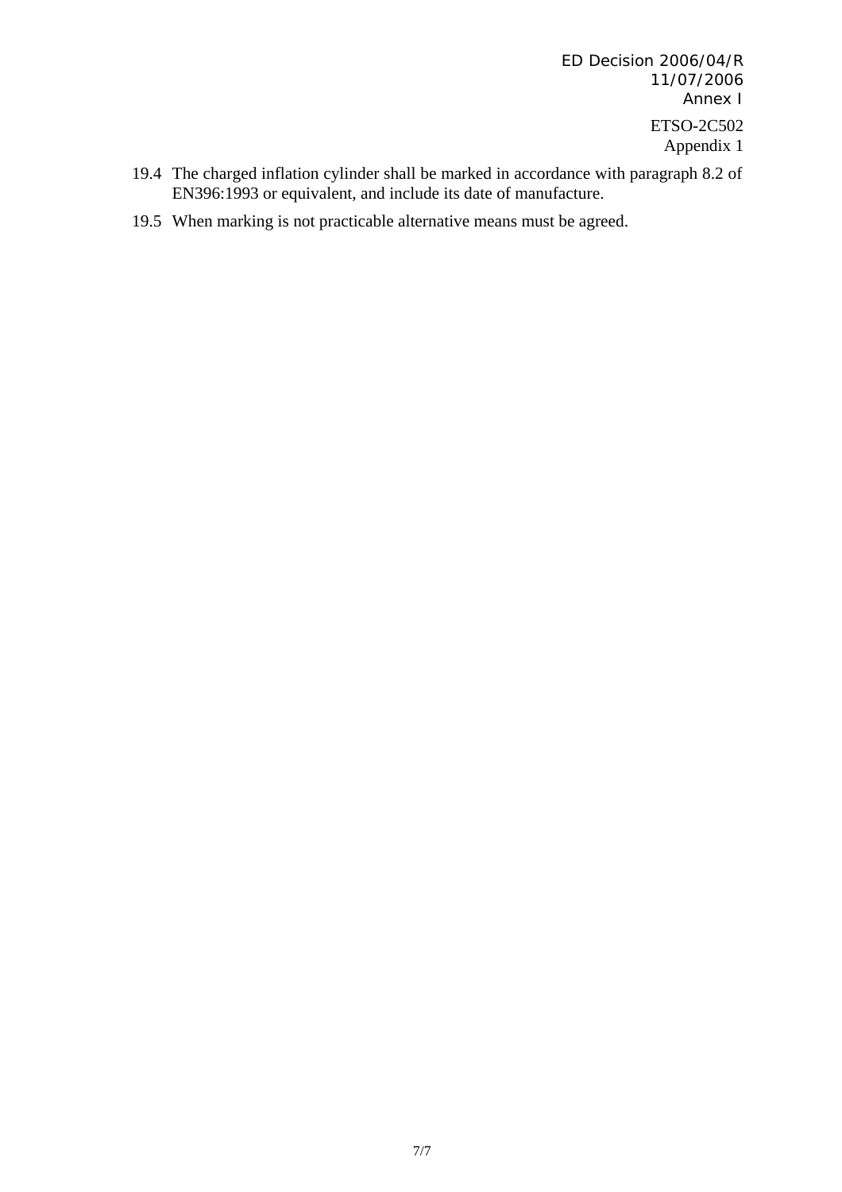19.4 The charged inflation cylinder shall be marked in accordance with paragraph 8.2 of EN396:1993 or equivalent, and include its date of manufacture.

19.5 When marking is not practicable alternative means must be agreed.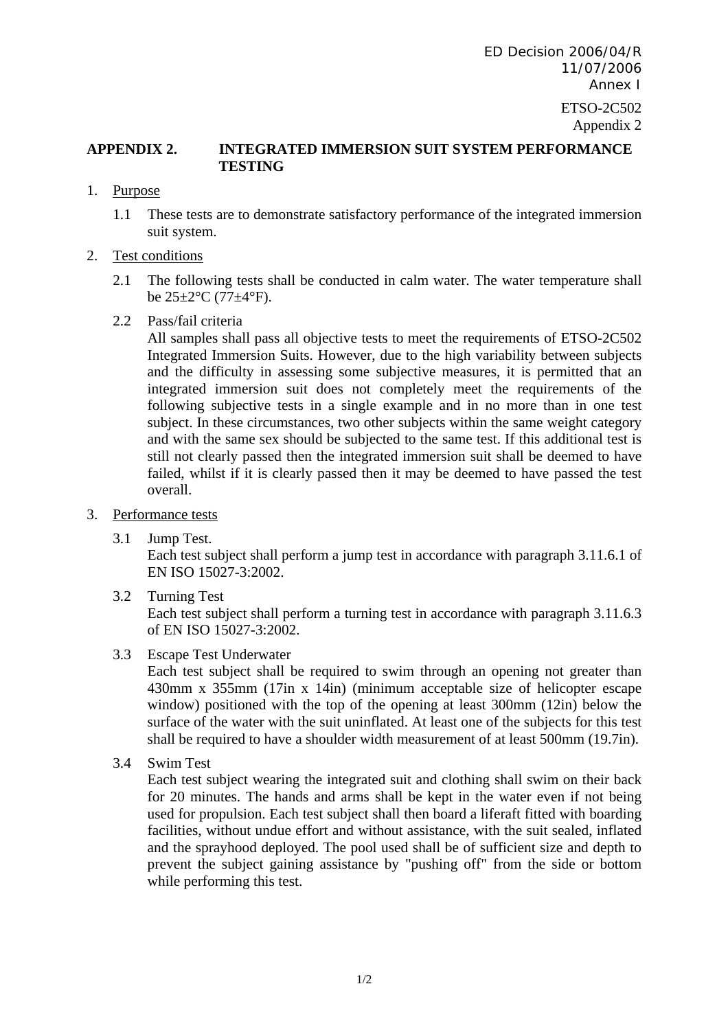## APPENDIX 2. INTEGRATED IMMERSION SUIT SYSTEM PERFORMANCE TESTING

1. Purpose

   1.1 These tests are to demonstrate satisfactory performance of the integrated immersion suit system.

2. Test conditions

   2.1 The following tests shall be conducted in calm water. The water temperature shall be 25±2°C (77±4°F).

   2.2 Pass/fail criteria
   All samples shall pass all objective tests to meet the requirements of ETSO-2C502 Integrated Immersion Suits. However, due to the high variability between subjects and the difficulty in assessing some subjective measures, it is permitted that an integrated immersion suit does not completely meet the requirements of the following subjective tests in a single example and in no more than in one test subject. In these circumstances, two other subjects within the same weight category and with the same sex should be subjected to the same test. If this additional test is still not clearly passed then the integrated immersion suit shall be deemed to have failed, whilst if it is clearly passed then it may be deemed to have passed the test overall.

3. Performance tests

   3.1 Jump Test.
   Each test subject shall perform a jump test in accordance with paragraph 3.11.6.1 of EN ISO 15027-3:2002.

   3.2 Turning Test
   Each test subject shall perform a turning test in accordance with paragraph 3.11.6.3 of EN ISO 15027-3:2002.

   3.3 Escape Test Underwater
   Each test subject shall be required to swim through an opening not greater than 430mm x 355mm (17in x 14in) (minimum acceptable size of helicopter escape window) positioned with the top of the opening at least 300mm (12in) below the surface of the water with the suit uninflated. At least one of the subjects for this test shall be required to have a shoulder width measurement of at least 500mm (19.7in).

   3.4 Swim Test
   Each test subject wearing the integrated suit and clothing shall swim on their back for 20 minutes. The hands and arms shall be kept in the water even if not being used for propulsion. Each test subject shall then board a liferaft fitted with boarding facilities, without undue effort and without assistance, with the suit sealed, inflated and the sprayhood deployed. The pool used shall be of sufficient size and depth to prevent the subject gaining assistance by "pushing off" from the side or bottom while performing this test.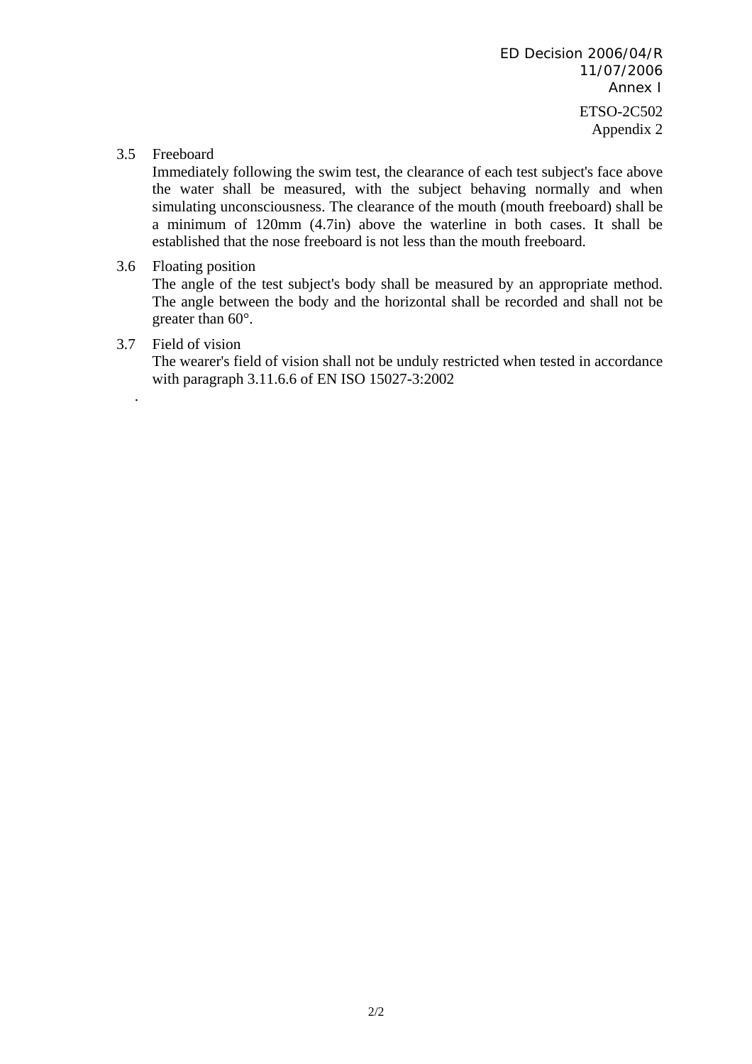3.5 Freeboard

Immediately following the swim test, the clearance of each test subject's face above the water shall be measured, with the subject behaving normally and when simulating unconsciousness. The clearance of the mouth (mouth freeboard) shall be a minimum of 120mm (4.7in) above the waterline in both cases. It shall be established that the nose freeboard is not less than the mouth freeboard.

3.6 Floating position

The angle of the test subject's body shall be measured by an appropriate method. The angle between the body and the horizontal shall be recorded and shall not be greater than 60°.

3.7 Field of vision

The wearer's field of vision shall not be unduly restricted when tested in accordance with paragraph 3.11.6.6 of EN ISO 15027-3:2002